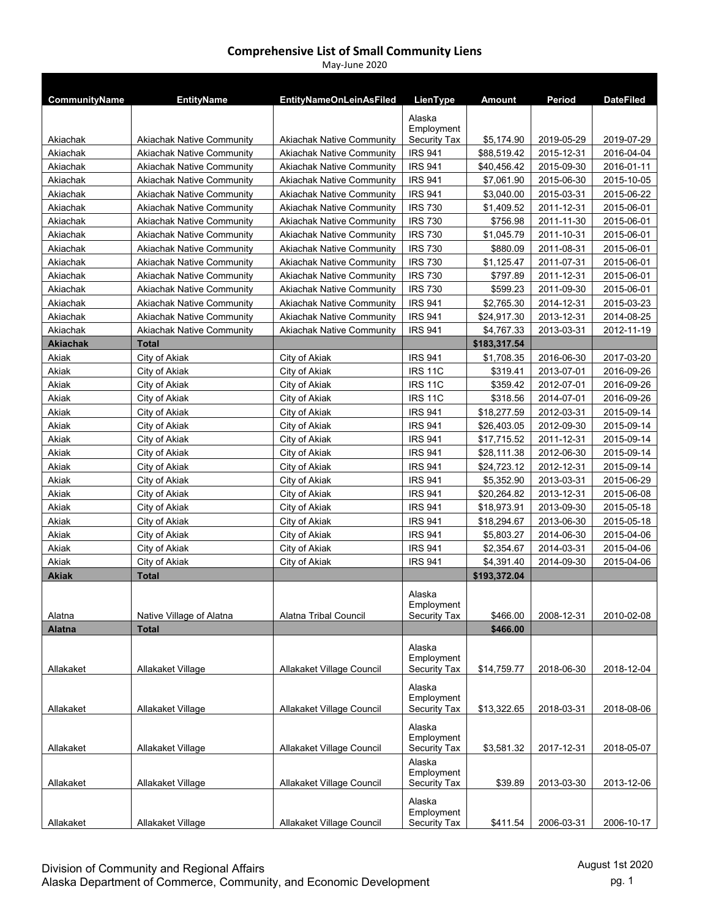# Comprehensive List of Small Community Liens

May-June 2020

| CommunityName | EntityName | EntityNameOnLeinAsFiled | LienType | Amount | Period | DateFiled |
|---|---|---|---|---|---|---|
| Akiachak | Akiachak Native Community | Akiachak Native Community | Alaska Employment Security Tax | $5,174.90 | 2019-05-29 | 2019-07-29 |
| Akiachak | Akiachak Native Community | Akiachak Native Community | IRS 941 | $88,519.42 | 2015-12-31 | 2016-04-04 |
| Akiachak | Akiachak Native Community | Akiachak Native Community | IRS 941 | $40,456.42 | 2015-09-30 | 2016-01-11 |
| Akiachak | Akiachak Native Community | Akiachak Native Community | IRS 941 | $7,061.90 | 2015-06-30 | 2015-10-05 |
| Akiachak | Akiachak Native Community | Akiachak Native Community | IRS 941 | $3,040.00 | 2015-03-31 | 2015-06-22 |
| Akiachak | Akiachak Native Community | Akiachak Native Community | IRS 730 | $1,409.52 | 2011-12-31 | 2015-06-01 |
| Akiachak | Akiachak Native Community | Akiachak Native Community | IRS 730 | $756.98 | 2011-11-30 | 2015-06-01 |
| Akiachak | Akiachak Native Community | Akiachak Native Community | IRS 730 | $1,045.79 | 2011-10-31 | 2015-06-01 |
| Akiachak | Akiachak Native Community | Akiachak Native Community | IRS 730 | $880.09 | 2011-08-31 | 2015-06-01 |
| Akiachak | Akiachak Native Community | Akiachak Native Community | IRS 730 | $1,125.47 | 2011-07-31 | 2015-06-01 |
| Akiachak | Akiachak Native Community | Akiachak Native Community | IRS 730 | $797.89 | 2011-12-31 | 2015-06-01 |
| Akiachak | Akiachak Native Community | Akiachak Native Community | IRS 730 | $599.23 | 2011-09-30 | 2015-06-01 |
| Akiachak | Akiachak Native Community | Akiachak Native Community | IRS 941 | $2,765.30 | 2014-12-31 | 2015-03-23 |
| Akiachak | Akiachak Native Community | Akiachak Native Community | IRS 941 | $24,917.30 | 2013-12-31 | 2014-08-25 |
| Akiachak | Akiachak Native Community | Akiachak Native Community | IRS 941 | $4,767.33 | 2013-03-31 | 2012-11-19 |
| **Akiachak** | **Total** | | | **$183,317.54** | | |
| Akiak | City of Akiak | City of Akiak | IRS 941 | $1,708.35 | 2016-06-30 | 2017-03-20 |
| Akiak | City of Akiak | City of Akiak | IRS 11C | $319.41 | 2013-07-01 | 2016-09-26 |
| Akiak | City of Akiak | City of Akiak | IRS 11C | $359.42 | 2012-07-01 | 2016-09-26 |
| Akiak | City of Akiak | City of Akiak | IRS 11C | $318.56 | 2014-07-01 | 2016-09-26 |
| Akiak | City of Akiak | City of Akiak | IRS 941 | $18,277.59 | 2012-03-31 | 2015-09-14 |
| Akiak | City of Akiak | City of Akiak | IRS 941 | $26,403.05 | 2012-09-30 | 2015-09-14 |
| Akiak | City of Akiak | City of Akiak | IRS 941 | $17,715.52 | 2011-12-31 | 2015-09-14 |
| Akiak | City of Akiak | City of Akiak | IRS 941 | $28,111.38 | 2012-06-30 | 2015-09-14 |
| Akiak | City of Akiak | City of Akiak | IRS 941 | $24,723.12 | 2012-12-31 | 2015-09-14 |
| Akiak | City of Akiak | City of Akiak | IRS 941 | $5,352.90 | 2013-03-31 | 2015-06-29 |
| Akiak | City of Akiak | City of Akiak | IRS 941 | $20,264.82 | 2013-12-31 | 2015-06-08 |
| Akiak | City of Akiak | City of Akiak | IRS 941 | $18,973.91 | 2013-09-30 | 2015-05-18 |
| Akiak | City of Akiak | City of Akiak | IRS 941 | $18,294.67 | 2013-06-30 | 2015-05-18 |
| Akiak | City of Akiak | City of Akiak | IRS 941 | $5,803.27 | 2014-06-30 | 2015-04-06 |
| Akiak | City of Akiak | City of Akiak | IRS 941 | $2,354.67 | 2014-03-31 | 2015-04-06 |
| Akiak | City of Akiak | City of Akiak | IRS 941 | $4,391.40 | 2014-09-30 | 2015-04-06 |
| **Akiak** | **Total** | | | **$193,372.04** | | |
| Alatna | Native Village of Alatna | Alatna Tribal Council | Alaska Employment Security Tax | $466.00 | 2008-12-31 | 2010-02-08 |
| **Alatna** | **Total** | | | **$466.00** | | |
| Allakaket | Allakaket Village | Allakaket Village Council | Alaska Employment Security Tax | $14,759.77 | 2018-06-30 | 2018-12-04 |
| Allakaket | Allakaket Village | Allakaket Village Council | Alaska Employment Security Tax | $13,322.65 | 2018-03-31 | 2018-08-06 |
| Allakaket | Allakaket Village | Allakaket Village Council | Alaska Employment Security Tax | $3,581.32 | 2017-12-31 | 2018-05-07 |
| Allakaket | Allakaket Village | Allakaket Village Council | Alaska Employment Security Tax | $39.89 | 2013-03-30 | 2013-12-06 |
| Allakaket | Allakaket Village | Allakaket Village Council | Alaska Employment Security Tax | $411.54 | 2006-03-31 | 2006-10-17 |

Division of Community and Regional Affairs
Alaska Department of Commerce, Community, and Economic Development

August 1st 2020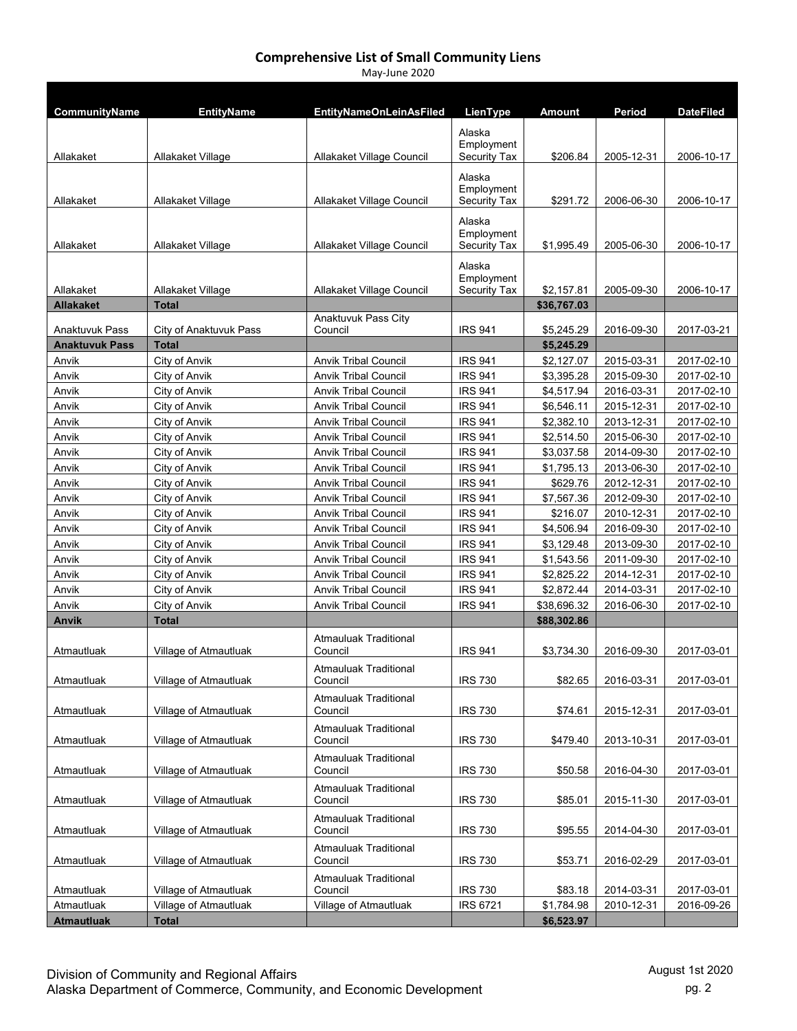# Comprehensive List of Small Community Liens

May-June 2020

| CommunityName | EntityName | EntityNameOnLeinAsFiled | LienType | Amount | Period | DateFiled |
|---|---|---|---|---|---|---|
| Allakaket | Allakaket Village | Allakaket Village Council | Alaska Employment Security Tax | $206.84 | 2005-12-31 | 2006-10-17 |
| Allakaket | Allakaket Village | Allakaket Village Council | Alaska Employment Security Tax | $291.72 | 2006-06-30 | 2006-10-17 |
| Allakaket | Allakaket Village | Allakaket Village Council | Alaska Employment Security Tax | $1,995.49 | 2005-06-30 | 2006-10-17 |
| Allakaket | Allakaket Village | Allakaket Village Council | Alaska Employment Security Tax | $2,157.81 | 2005-09-30 | 2006-10-17 |
| **Allakaket** | **Total** | | | **$36,767.03** | | |
| Anaktuvuk Pass | City of Anaktuvuk Pass | Anaktuvuk Pass City Council | IRS 941 | $5,245.29 | 2016-09-30 | 2017-03-21 |
| **Anaktuvuk Pass** | **Total** | | | **$5,245.29** | | |
| Anvik | City of Anvik | Anvik Tribal Council | IRS 941 | $2,127.07 | 2015-03-31 | 2017-02-10 |
| Anvik | City of Anvik | Anvik Tribal Council | IRS 941 | $3,395.28 | 2015-09-30 | 2017-02-10 |
| Anvik | City of Anvik | Anvik Tribal Council | IRS 941 | $4,517.94 | 2016-03-31 | 2017-02-10 |
| Anvik | City of Anvik | Anvik Tribal Council | IRS 941 | $6,546.11 | 2015-12-31 | 2017-02-10 |
| Anvik | City of Anvik | Anvik Tribal Council | IRS 941 | $2,382.10 | 2013-12-31 | 2017-02-10 |
| Anvik | City of Anvik | Anvik Tribal Council | IRS 941 | $2,514.50 | 2015-06-30 | 2017-02-10 |
| Anvik | City of Anvik | Anvik Tribal Council | IRS 941 | $3,037.58 | 2014-09-30 | 2017-02-10 |
| Anvik | City of Anvik | Anvik Tribal Council | IRS 941 | $1,795.13 | 2013-06-30 | 2017-02-10 |
| Anvik | City of Anvik | Anvik Tribal Council | IRS 941 | $629.76 | 2012-12-31 | 2017-02-10 |
| Anvik | City of Anvik | Anvik Tribal Council | IRS 941 | $7,567.36 | 2012-09-30 | 2017-02-10 |
| Anvik | City of Anvik | Anvik Tribal Council | IRS 941 | $216.07 | 2010-12-31 | 2017-02-10 |
| Anvik | City of Anvik | Anvik Tribal Council | IRS 941 | $4,506.94 | 2016-09-30 | 2017-02-10 |
| Anvik | City of Anvik | Anvik Tribal Council | IRS 941 | $3,129.48 | 2013-09-30 | 2017-02-10 |
| Anvik | City of Anvik | Anvik Tribal Council | IRS 941 | $1,543.56 | 2011-09-30 | 2017-02-10 |
| Anvik | City of Anvik | Anvik Tribal Council | IRS 941 | $2,825.22 | 2014-12-31 | 2017-02-10 |
| Anvik | City of Anvik | Anvik Tribal Council | IRS 941 | $2,872.44 | 2014-03-31 | 2017-02-10 |
| Anvik | City of Anvik | Anvik Tribal Council | IRS 941 | $38,696.32 | 2016-06-30 | 2017-02-10 |
| **Anvik** | **Total** | | | **$88,302.86** | | |
| Atmautluak | Village of Atmautluak | Atmauluak Traditional Council | IRS 941 | $3,734.30 | 2016-09-30 | 2017-03-01 |
| Atmautluak | Village of Atmautluak | Atmauluak Traditional Council | IRS 730 | $82.65 | 2016-03-31 | 2017-03-01 |
| Atmautluak | Village of Atmautluak | Atmauluak Traditional Council | IRS 730 | $74.61 | 2015-12-31 | 2017-03-01 |
| Atmautluak | Village of Atmautluak | Atmauluak Traditional Council | IRS 730 | $479.40 | 2013-10-31 | 2017-03-01 |
| Atmautluak | Village of Atmautluak | Atmauluak Traditional Council | IRS 730 | $50.58 | 2016-04-30 | 2017-03-01 |
| Atmautluak | Village of Atmautluak | Atmauluak Traditional Council | IRS 730 | $85.01 | 2015-11-30 | 2017-03-01 |
| Atmautluak | Village of Atmautluak | Atmauluak Traditional Council | IRS 730 | $95.55 | 2014-04-30 | 2017-03-01 |
| Atmautluak | Village of Atmautluak | Atmauluak Traditional Council | IRS 730 | $53.71 | 2016-02-29 | 2017-03-01 |
| Atmautluak | Village of Atmautluak | Atmauluak Traditional Council | IRS 730 | $83.18 | 2014-03-31 | 2017-03-01 |
| Atmautluak | Village of Atmautluak | Village of Atmautluak | IRS 6721 | $1,784.98 | 2010-12-31 | 2016-09-26 |
| **Atmautluak** | **Total** | | | **$6,523.97** | | |

Division of Community and Regional Affairs
Alaska Department of Commerce, Community, and Economic Development

August 1st 2020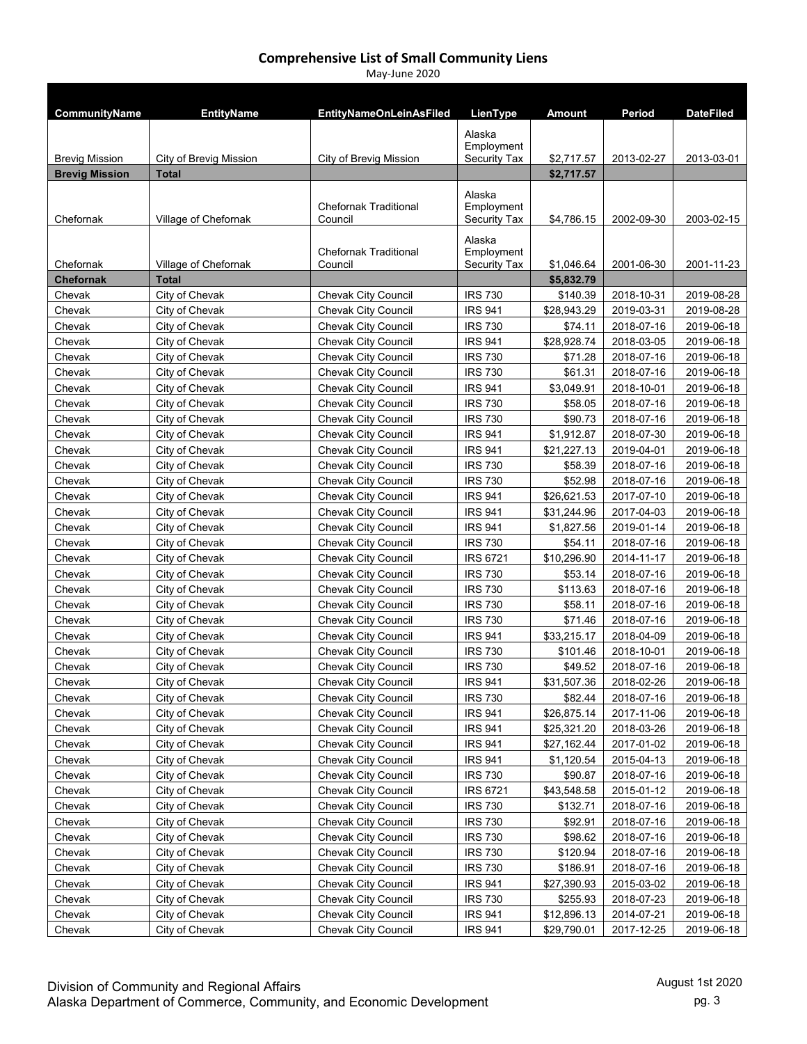## Comprehensive List of Small Community Liens

May-June 2020

| CommunityName | EntityName | EntityNameOnLeinAsFiled | LienType | Amount | Period | DateFiled |
|---|---|---|---|---|---|---|
| Brevig Mission | City of Brevig Mission | City of Brevig Mission | Alaska Employment Security Tax | $2,717.57 | 2013-02-27 | 2013-03-01 |
| **Brevig Mission** | **Total** | | | **$2,717.57** | | |
| Chefornak | Village of Chefornak | Chefornak Traditional Council | Alaska Employment Security Tax | $4,786.15 | 2002-09-30 | 2003-02-15 |
| Chefornak | Village of Chefornak | Chefornak Traditional Council | Alaska Employment Security Tax | $1,046.64 | 2001-06-30 | 2001-11-23 |
| **Chefornak** | **Total** | | | **$5,832.79** | | |
| Chevak | City of Chevak | Chevak City Council | IRS 730 | $140.39 | 2018-10-31 | 2019-08-28 |
| Chevak | City of Chevak | Chevak City Council | IRS 941 | $28,943.29 | 2019-03-31 | 2019-08-28 |
| Chevak | City of Chevak | Chevak City Council | IRS 730 | $74.11 | 2018-07-16 | 2019-06-18 |
| Chevak | City of Chevak | Chevak City Council | IRS 941 | $28,928.74 | 2018-03-05 | 2019-06-18 |
| Chevak | City of Chevak | Chevak City Council | IRS 730 | $71.28 | 2018-07-16 | 2019-06-18 |
| Chevak | City of Chevak | Chevak City Council | IRS 730 | $61.31 | 2018-07-16 | 2019-06-18 |
| Chevak | City of Chevak | Chevak City Council | IRS 941 | $3,049.91 | 2018-10-01 | 2019-06-18 |
| Chevak | City of Chevak | Chevak City Council | IRS 730 | $58.05 | 2018-07-16 | 2019-06-18 |
| Chevak | City of Chevak | Chevak City Council | IRS 730 | $90.73 | 2018-07-16 | 2019-06-18 |
| Chevak | City of Chevak | Chevak City Council | IRS 941 | $1,912.87 | 2018-07-30 | 2019-06-18 |
| Chevak | City of Chevak | Chevak City Council | IRS 941 | $21,227.13 | 2019-04-01 | 2019-06-18 |
| Chevak | City of Chevak | Chevak City Council | IRS 730 | $58.39 | 2018-07-16 | 2019-06-18 |
| Chevak | City of Chevak | Chevak City Council | IRS 730 | $52.98 | 2018-07-16 | 2019-06-18 |
| Chevak | City of Chevak | Chevak City Council | IRS 941 | $26,621.53 | 2017-07-10 | 2019-06-18 |
| Chevak | City of Chevak | Chevak City Council | IRS 941 | $31,244.96 | 2017-04-03 | 2019-06-18 |
| Chevak | City of Chevak | Chevak City Council | IRS 941 | $1,827.56 | 2019-01-14 | 2019-06-18 |
| Chevak | City of Chevak | Chevak City Council | IRS 730 | $54.11 | 2018-07-16 | 2019-06-18 |
| Chevak | City of Chevak | Chevak City Council | IRS 6721 | $10,296.90 | 2014-11-17 | 2019-06-18 |
| Chevak | City of Chevak | Chevak City Council | IRS 730 | $53.14 | 2018-07-16 | 2019-06-18 |
| Chevak | City of Chevak | Chevak City Council | IRS 730 | $113.63 | 2018-07-16 | 2019-06-18 |
| Chevak | City of Chevak | Chevak City Council | IRS 730 | $58.11 | 2018-07-16 | 2019-06-18 |
| Chevak | City of Chevak | Chevak City Council | IRS 730 | $71.46 | 2018-07-16 | 2019-06-18 |
| Chevak | City of Chevak | Chevak City Council | IRS 941 | $33,215.17 | 2018-04-09 | 2019-06-18 |
| Chevak | City of Chevak | Chevak City Council | IRS 730 | $101.46 | 2018-10-01 | 2019-06-18 |
| Chevak | City of Chevak | Chevak City Council | IRS 730 | $49.52 | 2018-07-16 | 2019-06-18 |
| Chevak | City of Chevak | Chevak City Council | IRS 941 | $31,507.36 | 2018-02-26 | 2019-06-18 |
| Chevak | City of Chevak | Chevak City Council | IRS 730 | $82.44 | 2018-07-16 | 2019-06-18 |
| Chevak | City of Chevak | Chevak City Council | IRS 941 | $26,875.14 | 2017-11-06 | 2019-06-18 |
| Chevak | City of Chevak | Chevak City Council | IRS 941 | $25,321.20 | 2018-03-26 | 2019-06-18 |
| Chevak | City of Chevak | Chevak City Council | IRS 941 | $27,162.44 | 2017-01-02 | 2019-06-18 |
| Chevak | City of Chevak | Chevak City Council | IRS 941 | $1,120.54 | 2015-04-13 | 2019-06-18 |
| Chevak | City of Chevak | Chevak City Council | IRS 730 | $90.87 | 2018-07-16 | 2019-06-18 |
| Chevak | City of Chevak | Chevak City Council | IRS 6721 | $43,548.58 | 2015-01-12 | 2019-06-18 |
| Chevak | City of Chevak | Chevak City Council | IRS 730 | $132.71 | 2018-07-16 | 2019-06-18 |
| Chevak | City of Chevak | Chevak City Council | IRS 730 | $92.91 | 2018-07-16 | 2019-06-18 |
| Chevak | City of Chevak | Chevak City Council | IRS 730 | $98.62 | 2018-07-16 | 2019-06-18 |
| Chevak | City of Chevak | Chevak City Council | IRS 730 | $120.94 | 2018-07-16 | 2019-06-18 |
| Chevak | City of Chevak | Chevak City Council | IRS 730 | $186.91 | 2018-07-16 | 2019-06-18 |
| Chevak | City of Chevak | Chevak City Council | IRS 941 | $27,390.93 | 2015-03-02 | 2019-06-18 |
| Chevak | City of Chevak | Chevak City Council | IRS 730 | $255.93 | 2018-07-23 | 2019-06-18 |
| Chevak | City of Chevak | Chevak City Council | IRS 941 | $12,896.13 | 2014-07-21 | 2019-06-18 |
| Chevak | City of Chevak | Chevak City Council | IRS 941 | $29,790.01 | 2017-12-25 | 2019-06-18 |

Division of Community and Regional Affairs
Alaska Department of Commerce, Community, and Economic Development

August 1st 2020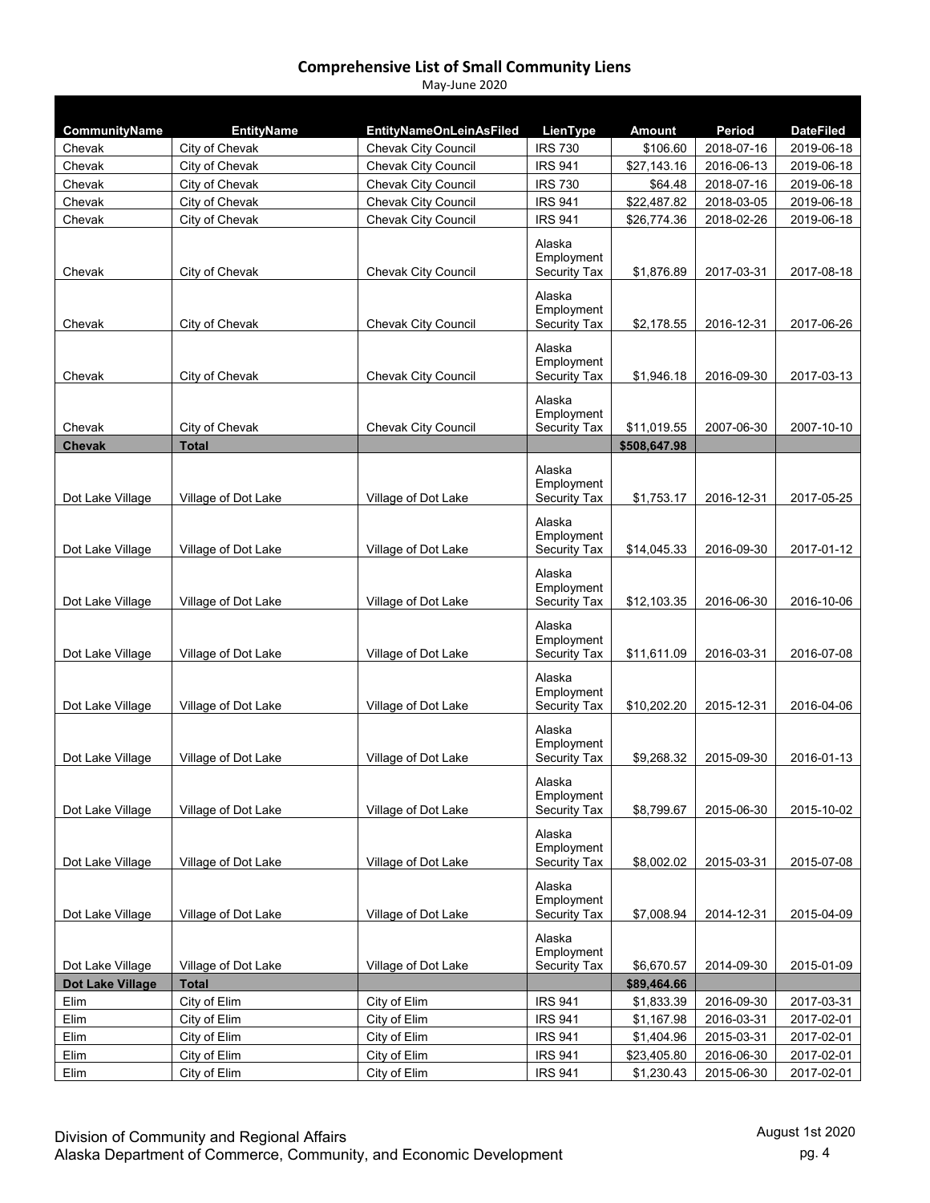## Comprehensive List of Small Community Liens

May-June 2020

| CommunityName | EntityName | EntityNameOnLeinAsFiled | LienType | Amount | Period | DateFiled |
|---|---|---|---|---|---|---|
| Chevak | City of Chevak | Chevak City Council | IRS 730 | $106.60 | 2018-07-16 | 2019-06-18 |
| Chevak | City of Chevak | Chevak City Council | IRS 941 | $27,143.16 | 2016-06-13 | 2019-06-18 |
| Chevak | City of Chevak | Chevak City Council | IRS 730 | $64.48 | 2018-07-16 | 2019-06-18 |
| Chevak | City of Chevak | Chevak City Council | IRS 941 | $22,487.82 | 2018-03-05 | 2019-06-18 |
| Chevak | City of Chevak | Chevak City Council | IRS 941 | $26,774.36 | 2018-02-26 | 2019-06-18 |
| Chevak | City of Chevak | Chevak City Council | Alaska Employment Security Tax | $1,876.89 | 2017-03-31 | 2017-08-18 |
| Chevak | City of Chevak | Chevak City Council | Alaska Employment Security Tax | $2,178.55 | 2016-12-31 | 2017-06-26 |
| Chevak | City of Chevak | Chevak City Council | Alaska Employment Security Tax | $1,946.18 | 2016-09-30 | 2017-03-13 |
| Chevak | City of Chevak | Chevak City Council | Alaska Employment Security Tax | $11,019.55 | 2007-06-30 | 2007-10-10 |
| **Chevak** | **Total** | | | **$508,647.98** | | |
| Dot Lake Village | Village of Dot Lake | Village of Dot Lake | Alaska Employment Security Tax | $1,753.17 | 2016-12-31 | 2017-05-25 |
| Dot Lake Village | Village of Dot Lake | Village of Dot Lake | Alaska Employment Security Tax | $14,045.33 | 2016-09-30 | 2017-01-12 |
| Dot Lake Village | Village of Dot Lake | Village of Dot Lake | Alaska Employment Security Tax | $12,103.35 | 2016-06-30 | 2016-10-06 |
| Dot Lake Village | Village of Dot Lake | Village of Dot Lake | Alaska Employment Security Tax | $11,611.09 | 2016-03-31 | 2016-07-08 |
| Dot Lake Village | Village of Dot Lake | Village of Dot Lake | Alaska Employment Security Tax | $10,202.20 | 2015-12-31 | 2016-04-06 |
| Dot Lake Village | Village of Dot Lake | Village of Dot Lake | Alaska Employment Security Tax | $9,268.32 | 2015-09-30 | 2016-01-13 |
| Dot Lake Village | Village of Dot Lake | Village of Dot Lake | Alaska Employment Security Tax | $8,799.67 | 2015-06-30 | 2015-10-02 |
| Dot Lake Village | Village of Dot Lake | Village of Dot Lake | Alaska Employment Security Tax | $8,002.02 | 2015-03-31 | 2015-07-08 |
| Dot Lake Village | Village of Dot Lake | Village of Dot Lake | Alaska Employment Security Tax | $7,008.94 | 2014-12-31 | 2015-04-09 |
| Dot Lake Village | Village of Dot Lake | Village of Dot Lake | Alaska Employment Security Tax | $6,670.57 | 2014-09-30 | 2015-01-09 |
| **Dot Lake Village** | **Total** | | | **$89,464.66** | | |
| Elim | City of Elim | City of Elim | IRS 941 | $1,833.39 | 2016-09-30 | 2017-03-31 |
| Elim | City of Elim | City of Elim | IRS 941 | $1,167.98 | 2016-03-31 | 2017-02-01 |
| Elim | City of Elim | City of Elim | IRS 941 | $1,404.96 | 2015-03-31 | 2017-02-01 |
| Elim | City of Elim | City of Elim | IRS 941 | $23,405.80 | 2016-06-30 | 2017-02-01 |
| Elim | City of Elim | City of Elim | IRS 941 | $1,230.43 | 2015-06-30 | 2017-02-01 |

Division of Community and Regional Affairs
Alaska Department of Commerce, Community, and Economic Development

August 1st 2020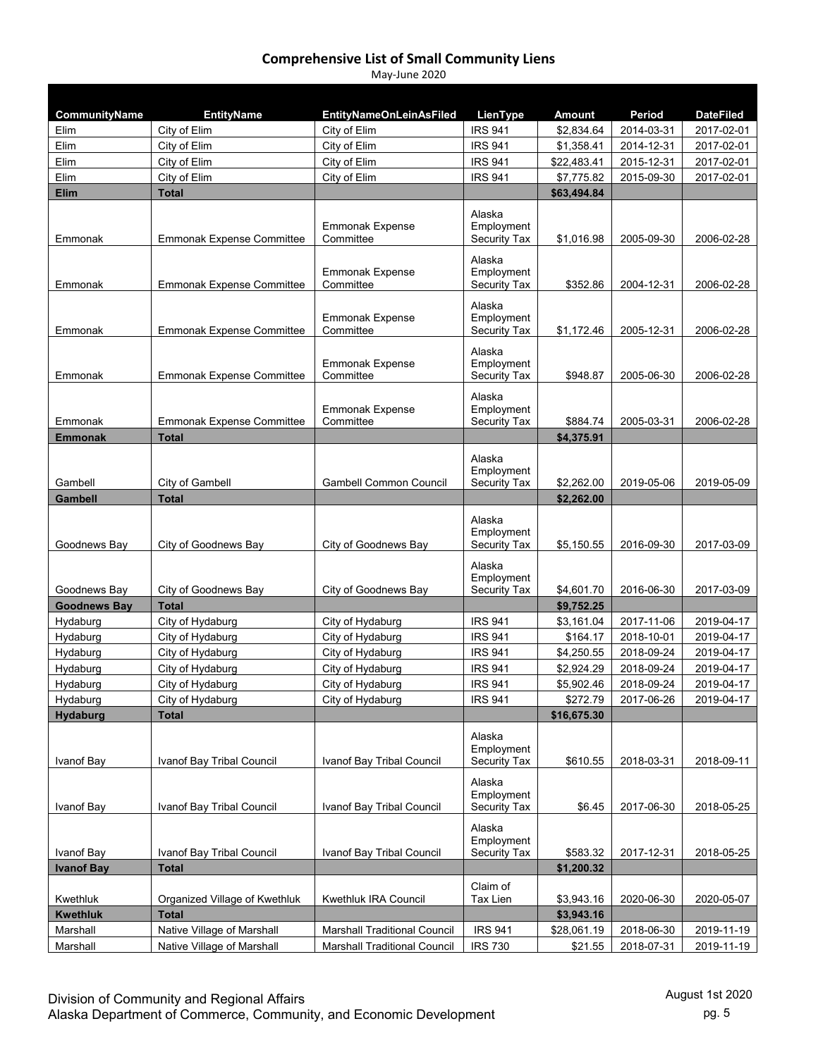# Comprehensive List of Small Community Liens

May-June 2020

| CommunityName | EntityName | EntityNameOnLeinAsFiled | LienType | Amount | Period | DateFiled |
|---|---|---|---|---|---|---|
| Elim | City of Elim | City of Elim | IRS 941 | $2,834.64 | 2014-03-31 | 2017-02-01 |
| Elim | City of Elim | City of Elim | IRS 941 | $1,358.41 | 2014-12-31 | 2017-02-01 |
| Elim | City of Elim | City of Elim | IRS 941 | $22,483.41 | 2015-12-31 | 2017-02-01 |
| Elim | City of Elim | City of Elim | IRS 941 | $7,775.82 | 2015-09-30 | 2017-02-01 |
| **Elim** | **Total** | | | **$63,494.84** | | |
| Emmonak | Emmonak Expense Committee | Emmonak Expense Committee | Alaska Employment Security Tax | $1,016.98 | 2005-09-30 | 2006-02-28 |
| Emmonak | Emmonak Expense Committee | Emmonak Expense Committee | Alaska Employment Security Tax | $352.86 | 2004-12-31 | 2006-02-28 |
| Emmonak | Emmonak Expense Committee | Emmonak Expense Committee | Alaska Employment Security Tax | $1,172.46 | 2005-12-31 | 2006-02-28 |
| Emmonak | Emmonak Expense Committee | Emmonak Expense Committee | Alaska Employment Security Tax | $948.87 | 2005-06-30 | 2006-02-28 |
| Emmonak | Emmonak Expense Committee | Emmonak Expense Committee | Alaska Employment Security Tax | $884.74 | 2005-03-31 | 2006-02-28 |
| **Emmonak** | **Total** | | | **$4,375.91** | | |
| Gambell | City of Gambell | Gambell Common Council | Alaska Employment Security Tax | $2,262.00 | 2019-05-06 | 2019-05-09 |
| **Gambell** | **Total** | | | **$2,262.00** | | |
| Goodnews Bay | City of Goodnews Bay | City of Goodnews Bay | Alaska Employment Security Tax | $5,150.55 | 2016-09-30 | 2017-03-09 |
| Goodnews Bay | City of Goodnews Bay | City of Goodnews Bay | Alaska Employment Security Tax | $4,601.70 | 2016-06-30 | 2017-03-09 |
| **Goodnews Bay** | **Total** | | | **$9,752.25** | | |
| Hydaburg | City of Hydaburg | City of Hydaburg | IRS 941 | $3,161.04 | 2017-11-06 | 2019-04-17 |
| Hydaburg | City of Hydaburg | City of Hydaburg | IRS 941 | $164.17 | 2018-10-01 | 2019-04-17 |
| Hydaburg | City of Hydaburg | City of Hydaburg | IRS 941 | $4,250.55 | 2018-09-24 | 2019-04-17 |
| Hydaburg | City of Hydaburg | City of Hydaburg | IRS 941 | $2,924.29 | 2018-09-24 | 2019-04-17 |
| Hydaburg | City of Hydaburg | City of Hydaburg | IRS 941 | $5,902.46 | 2018-09-24 | 2019-04-17 |
| Hydaburg | City of Hydaburg | City of Hydaburg | IRS 941 | $272.79 | 2017-06-26 | 2019-04-17 |
| **Hydaburg** | **Total** | | | **$16,675.30** | | |
| Ivanof Bay | Ivanof Bay Tribal Council | Ivanof Bay Tribal Council | Alaska Employment Security Tax | $610.55 | 2018-03-31 | 2018-09-11 |
| Ivanof Bay | Ivanof Bay Tribal Council | Ivanof Bay Tribal Council | Alaska Employment Security Tax | $6.45 | 2017-06-30 | 2018-05-25 |
| Ivanof Bay | Ivanof Bay Tribal Council | Ivanof Bay Tribal Council | Alaska Employment Security Tax | $583.32 | 2017-12-31 | 2018-05-25 |
| **Ivanof Bay** | **Total** | | | **$1,200.32** | | |
| Kwethluk | Organized Village of Kwethluk | Kwethluk IRA Council | Claim of Tax Lien | $3,943.16 | 2020-06-30 | 2020-05-07 |
| **Kwethluk** | **Total** | | | **$3,943.16** | | |
| Marshall | Native Village of Marshall | Marshall Traditional Council | IRS 941 | $28,061.19 | 2018-06-30 | 2019-11-19 |
| Marshall | Native Village of Marshall | Marshall Traditional Council | IRS 730 | $21.55 | 2018-07-31 | 2019-11-19 |

Division of Community and Regional Affairs
Alaska Department of Commerce, Community, and Economic Development

August 1st 2020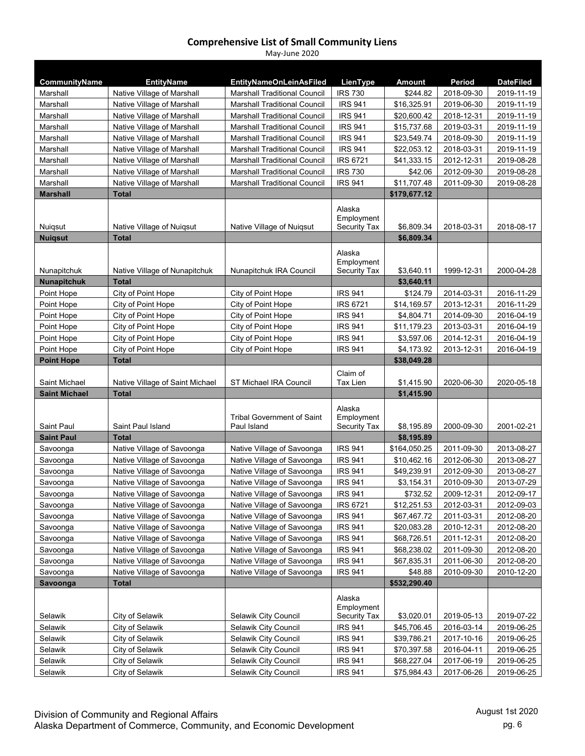# Comprehensive List of Small Community Liens

May-June 2020

| CommunityName | EntityName | EntityNameOnLeinAsFiled | LienType | Amount | Period | DateFiled |
|---|---|---|---|---|---|---|
| Marshall | Native Village of Marshall | Marshall Traditional Council | IRS 730 | $244.82 | 2018-09-30 | 2019-11-19 |
| Marshall | Native Village of Marshall | Marshall Traditional Council | IRS 941 | $16,325.91 | 2019-06-30 | 2019-11-19 |
| Marshall | Native Village of Marshall | Marshall Traditional Council | IRS 941 | $20,600.42 | 2018-12-31 | 2019-11-19 |
| Marshall | Native Village of Marshall | Marshall Traditional Council | IRS 941 | $15,737.68 | 2019-03-31 | 2019-11-19 |
| Marshall | Native Village of Marshall | Marshall Traditional Council | IRS 941 | $23,549.74 | 2018-09-30 | 2019-11-19 |
| Marshall | Native Village of Marshall | Marshall Traditional Council | IRS 941 | $22,053.12 | 2018-03-31 | 2019-11-19 |
| Marshall | Native Village of Marshall | Marshall Traditional Council | IRS 6721 | $41,333.15 | 2012-12-31 | 2019-08-28 |
| Marshall | Native Village of Marshall | Marshall Traditional Council | IRS 730 | $42.06 | 2012-09-30 | 2019-08-28 |
| Marshall | Native Village of Marshall | Marshall Traditional Council | IRS 941 | $11,707.48 | 2011-09-30 | 2019-08-28 |
| **Marshall** | **Total** | | | **$179,677.12** | | |
| Nuiqsut | Native Village of Nuiqsut | Native Village of Nuiqsut | Alaska Employment Security Tax | $6,809.34 | 2018-03-31 | 2018-08-17 |
| **Nuiqsut** | **Total** | | | **$6,809.34** | | |
| Nunapitchuk | Native Village of Nunapitchuk | Nunapitchuk IRA Council | Alaska Employment Security Tax | $3,640.11 | 1999-12-31 | 2000-04-28 |
| **Nunapitchuk** | **Total** | | | **$3,640.11** | | |
| Point Hope | City of Point Hope | City of Point Hope | IRS 941 | $124.79 | 2014-03-31 | 2016-11-29 |
| Point Hope | City of Point Hope | City of Point Hope | IRS 6721 | $14,169.57 | 2013-12-31 | 2016-11-29 |
| Point Hope | City of Point Hope | City of Point Hope | IRS 941 | $4,804.71 | 2014-09-30 | 2016-04-19 |
| Point Hope | City of Point Hope | City of Point Hope | IRS 941 | $11,179.23 | 2013-03-31 | 2016-04-19 |
| Point Hope | City of Point Hope | City of Point Hope | IRS 941 | $3,597.06 | 2014-12-31 | 2016-04-19 |
| Point Hope | City of Point Hope | City of Point Hope | IRS 941 | $4,173.92 | 2013-12-31 | 2016-04-19 |
| **Point Hope** | **Total** | | | **$38,049.28** | | |
| Saint Michael | Native Village of Saint Michael | ST Michael IRA Council | Claim of Tax Lien | $1,415.90 | 2020-06-30 | 2020-05-18 |
| **Saint Michael** | **Total** | | | **$1,415.90** | | |
| Saint Paul | Saint Paul Island | Tribal Government of Saint Paul Island | Alaska Employment Security Tax | $8,195.89 | 2000-09-30 | 2001-02-21 |
| **Saint Paul** | **Total** | | | **$8,195.89** | | |
| Savoonga | Native Village of Savoonga | Native Village of Savoonga | IRS 941 | $164,050.25 | 2011-09-30 | 2013-08-27 |
| Savoonga | Native Village of Savoonga | Native Village of Savoonga | IRS 941 | $10,462.16 | 2012-06-30 | 2013-08-27 |
| Savoonga | Native Village of Savoonga | Native Village of Savoonga | IRS 941 | $49,239.91 | 2012-09-30 | 2013-08-27 |
| Savoonga | Native Village of Savoonga | Native Village of Savoonga | IRS 941 | $3,154.31 | 2010-09-30 | 2013-07-29 |
| Savoonga | Native Village of Savoonga | Native Village of Savoonga | IRS 941 | $732.52 | 2009-12-31 | 2012-09-17 |
| Savoonga | Native Village of Savoonga | Native Village of Savoonga | IRS 6721 | $12,251.53 | 2012-03-31 | 2012-09-03 |
| Savoonga | Native Village of Savoonga | Native Village of Savoonga | IRS 941 | $67,467.72 | 2011-03-31 | 2012-08-20 |
| Savoonga | Native Village of Savoonga | Native Village of Savoonga | IRS 941 | $20,083.28 | 2010-12-31 | 2012-08-20 |
| Savoonga | Native Village of Savoonga | Native Village of Savoonga | IRS 941 | $68,726.51 | 2011-12-31 | 2012-08-20 |
| Savoonga | Native Village of Savoonga | Native Village of Savoonga | IRS 941 | $68,238.02 | 2011-09-30 | 2012-08-20 |
| Savoonga | Native Village of Savoonga | Native Village of Savoonga | IRS 941 | $67,835.31 | 2011-06-30 | 2012-08-20 |
| Savoonga | Native Village of Savoonga | Native Village of Savoonga | IRS 941 | $48.88 | 2010-09-30 | 2010-12-20 |
| **Savoonga** | **Total** | | | **$532,290.40** | | |
| Selawik | City of Selawik | Selawik City Council | Alaska Employment Security Tax | $3,020.01 | 2019-05-13 | 2019-07-22 |
| Selawik | City of Selawik | Selawik City Council | IRS 941 | $45,706.45 | 2016-03-14 | 2019-06-25 |
| Selawik | City of Selawik | Selawik City Council | IRS 941 | $39,786.21 | 2017-10-16 | 2019-06-25 |
| Selawik | City of Selawik | Selawik City Council | IRS 941 | $70,397.58 | 2016-04-11 | 2019-06-25 |
| Selawik | City of Selawik | Selawik City Council | IRS 941 | $68,227.04 | 2017-06-19 | 2019-06-25 |
| Selawik | City of Selawik | Selawik City Council | IRS 941 | $75,984.43 | 2017-06-26 | 2019-06-25 |

Division of Community and Regional Affairs
Alaska Department of Commerce, Community, and Economic Development

August 1st 2020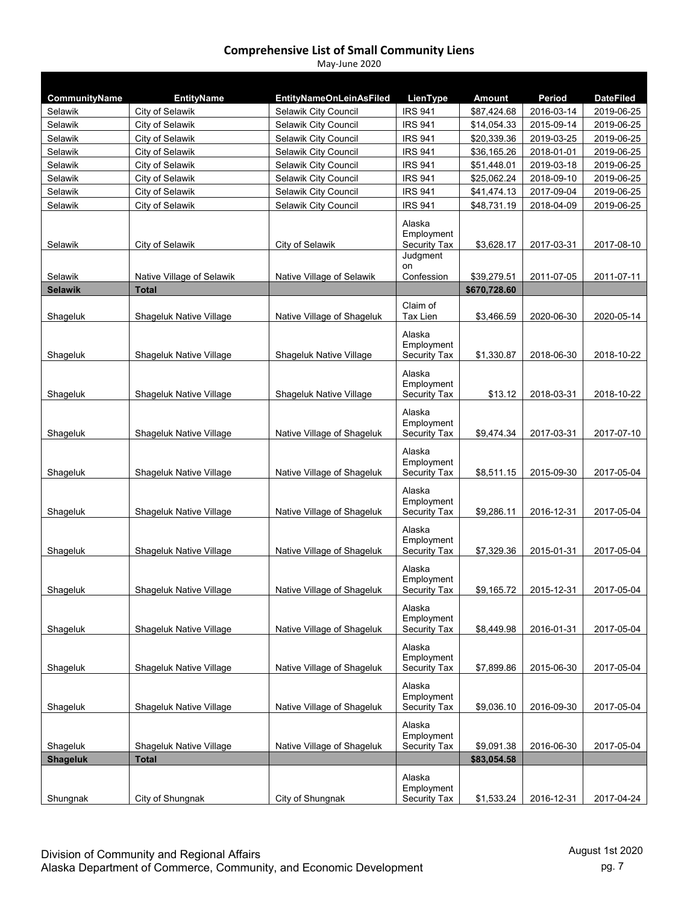# Comprehensive List of Small Community Liens

May-June 2020

| CommunityName | EntityName | EntityNameOnLeinAsFiled | LienType | Amount | Period | DateFiled |
|---|---|---|---|---|---|---|
| Selawik | City of Selawik | Selawik City Council | IRS 941 | $87,424.68 | 2016-03-14 | 2019-06-25 |
| Selawik | City of Selawik | Selawik City Council | IRS 941 | $14,054.33 | 2015-09-14 | 2019-06-25 |
| Selawik | City of Selawik | Selawik City Council | IRS 941 | $20,339.36 | 2019-03-25 | 2019-06-25 |
| Selawik | City of Selawik | Selawik City Council | IRS 941 | $36,165.26 | 2018-01-01 | 2019-06-25 |
| Selawik | City of Selawik | Selawik City Council | IRS 941 | $51,448.01 | 2019-03-18 | 2019-06-25 |
| Selawik | City of Selawik | Selawik City Council | IRS 941 | $25,062.24 | 2018-09-10 | 2019-06-25 |
| Selawik | City of Selawik | Selawik City Council | IRS 941 | $41,474.13 | 2017-09-04 | 2019-06-25 |
| Selawik | City of Selawik | Selawik City Council | IRS 941 | $48,731.19 | 2018-04-09 | 2019-06-25 |
| Selawik | City of Selawik | City of Selawik | Alaska Employment Security Tax | $3,628.17 | 2017-03-31 | 2017-08-10 |
| Selawik | Native Village of Selawik | Native Village of Selawik | Judgment on Confession | $39,279.51 | 2011-07-05 | 2011-07-11 |
| **Selawik** | **Total** | | | **$670,728.60** | | |
| Shageluk | Shageluk Native Village | Native Village of Shageluk | Claim of Tax Lien | $3,466.59 | 2020-06-30 | 2020-05-14 |
| Shageluk | Shageluk Native Village | Shageluk Native Village | Alaska Employment Security Tax | $1,330.87 | 2018-06-30 | 2018-10-22 |
| Shageluk | Shageluk Native Village | Shageluk Native Village | Alaska Employment Security Tax | $13.12 | 2018-03-31 | 2018-10-22 |
| Shageluk | Shageluk Native Village | Native Village of Shageluk | Alaska Employment Security Tax | $9,474.34 | 2017-03-31 | 2017-07-10 |
| Shageluk | Shageluk Native Village | Native Village of Shageluk | Alaska Employment Security Tax | $8,511.15 | 2015-09-30 | 2017-05-04 |
| Shageluk | Shageluk Native Village | Native Village of Shageluk | Alaska Employment Security Tax | $9,286.11 | 2016-12-31 | 2017-05-04 |
| Shageluk | Shageluk Native Village | Native Village of Shageluk | Alaska Employment Security Tax | $7,329.36 | 2015-01-31 | 2017-05-04 |
| Shageluk | Shageluk Native Village | Native Village of Shageluk | Alaska Employment Security Tax | $9,165.72 | 2015-12-31 | 2017-05-04 |
| Shageluk | Shageluk Native Village | Native Village of Shageluk | Alaska Employment Security Tax | $8,449.98 | 2016-01-31 | 2017-05-04 |
| Shageluk | Shageluk Native Village | Native Village of Shageluk | Alaska Employment Security Tax | $7,899.86 | 2015-06-30 | 2017-05-04 |
| Shageluk | Shageluk Native Village | Native Village of Shageluk | Alaska Employment Security Tax | $9,036.10 | 2016-09-30 | 2017-05-04 |
| Shageluk | Shageluk Native Village | Native Village of Shageluk | Alaska Employment Security Tax | $9,091.38 | 2016-06-30 | 2017-05-04 |
| **Shageluk** | **Total** | | | **$83,054.58** | | |
| Shungnak | City of Shungnak | City of Shungnak | Alaska Employment Security Tax | $1,533.24 | 2016-12-31 | 2017-04-24 |

Division of Community and Regional Affairs
Alaska Department of Commerce, Community, and Economic Development

August 1st 2020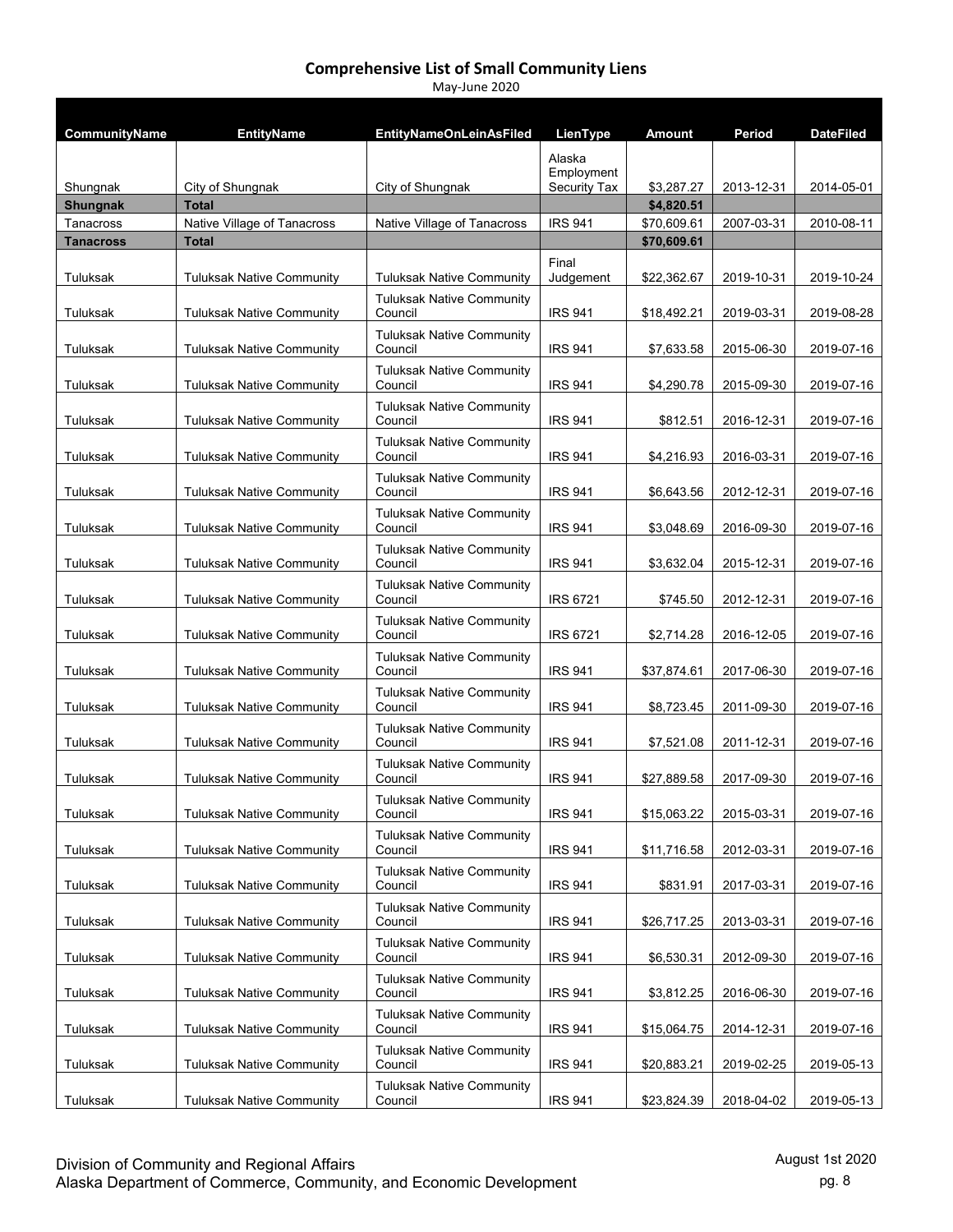# Comprehensive List of Small Community Liens

May-June 2020

| CommunityName | EntityName | EntityNameOnLeinAsFiled | LienType | Amount | Period | DateFiled |
|---|---|---|---|---|---|---|
| Shungnak | City of Shungnak | City of Shungnak | Alaska Employment Security Tax | $3,287.27 | 2013-12-31 | 2014-05-01 |
| **Shungnak** | **Total** | | | **$4,820.51** | | |
| Tanacross | Native Village of Tanacross | Native Village of Tanacross | IRS 941 | $70,609.61 | 2007-03-31 | 2010-08-11 |
| **Tanacross** | **Total** | | | **$70,609.61** | | |
| Tuluksak | Tuluksak Native Community | Tuluksak Native Community | Final Judgement | $22,362.67 | 2019-10-31 | 2019-10-24 |
| Tuluksak | Tuluksak Native Community | Tuluksak Native Community Council | IRS 941 | $18,492.21 | 2019-03-31 | 2019-08-28 |
| Tuluksak | Tuluksak Native Community | Tuluksak Native Community Council | IRS 941 | $7,633.58 | 2015-06-30 | 2019-07-16 |
| Tuluksak | Tuluksak Native Community | Tuluksak Native Community Council | IRS 941 | $4,290.78 | 2015-09-30 | 2019-07-16 |
| Tuluksak | Tuluksak Native Community | Tuluksak Native Community Council | IRS 941 | $812.51 | 2016-12-31 | 2019-07-16 |
| Tuluksak | Tuluksak Native Community | Tuluksak Native Community Council | IRS 941 | $4,216.93 | 2016-03-31 | 2019-07-16 |
| Tuluksak | Tuluksak Native Community | Tuluksak Native Community Council | IRS 941 | $6,643.56 | 2012-12-31 | 2019-07-16 |
| Tuluksak | Tuluksak Native Community | Tuluksak Native Community Council | IRS 941 | $3,048.69 | 2016-09-30 | 2019-07-16 |
| Tuluksak | Tuluksak Native Community | Tuluksak Native Community Council | IRS 941 | $3,632.04 | 2015-12-31 | 2019-07-16 |
| Tuluksak | Tuluksak Native Community | Tuluksak Native Community Council | IRS 6721 | $745.50 | 2012-12-31 | 2019-07-16 |
| Tuluksak | Tuluksak Native Community | Tuluksak Native Community Council | IRS 6721 | $2,714.28 | 2016-12-05 | 2019-07-16 |
| Tuluksak | Tuluksak Native Community | Tuluksak Native Community Council | IRS 941 | $37,874.61 | 2017-06-30 | 2019-07-16 |
| Tuluksak | Tuluksak Native Community | Tuluksak Native Community Council | IRS 941 | $8,723.45 | 2011-09-30 | 2019-07-16 |
| Tuluksak | Tuluksak Native Community | Tuluksak Native Community Council | IRS 941 | $7,521.08 | 2011-12-31 | 2019-07-16 |
| Tuluksak | Tuluksak Native Community | Tuluksak Native Community Council | IRS 941 | $27,889.58 | 2017-09-30 | 2019-07-16 |
| Tuluksak | Tuluksak Native Community | Tuluksak Native Community Council | IRS 941 | $15,063.22 | 2015-03-31 | 2019-07-16 |
| Tuluksak | Tuluksak Native Community | Tuluksak Native Community Council | IRS 941 | $11,716.58 | 2012-03-31 | 2019-07-16 |
| Tuluksak | Tuluksak Native Community | Tuluksak Native Community Council | IRS 941 | $831.91 | 2017-03-31 | 2019-07-16 |
| Tuluksak | Tuluksak Native Community | Tuluksak Native Community Council | IRS 941 | $26,717.25 | 2013-03-31 | 2019-07-16 |
| Tuluksak | Tuluksak Native Community | Tuluksak Native Community Council | IRS 941 | $6,530.31 | 2012-09-30 | 2019-07-16 |
| Tuluksak | Tuluksak Native Community | Tuluksak Native Community Council | IRS 941 | $3,812.25 | 2016-06-30 | 2019-07-16 |
| Tuluksak | Tuluksak Native Community | Tuluksak Native Community Council | IRS 941 | $15,064.75 | 2014-12-31 | 2019-07-16 |
| Tuluksak | Tuluksak Native Community | Tuluksak Native Community Council | IRS 941 | $20,883.21 | 2019-02-25 | 2019-05-13 |
| Tuluksak | Tuluksak Native Community | Tuluksak Native Community Council | IRS 941 | $23,824.39 | 2018-04-02 | 2019-05-13 |

Division of Community and Regional Affairs
Alaska Department of Commerce, Community, and Economic Development

August 1st 2020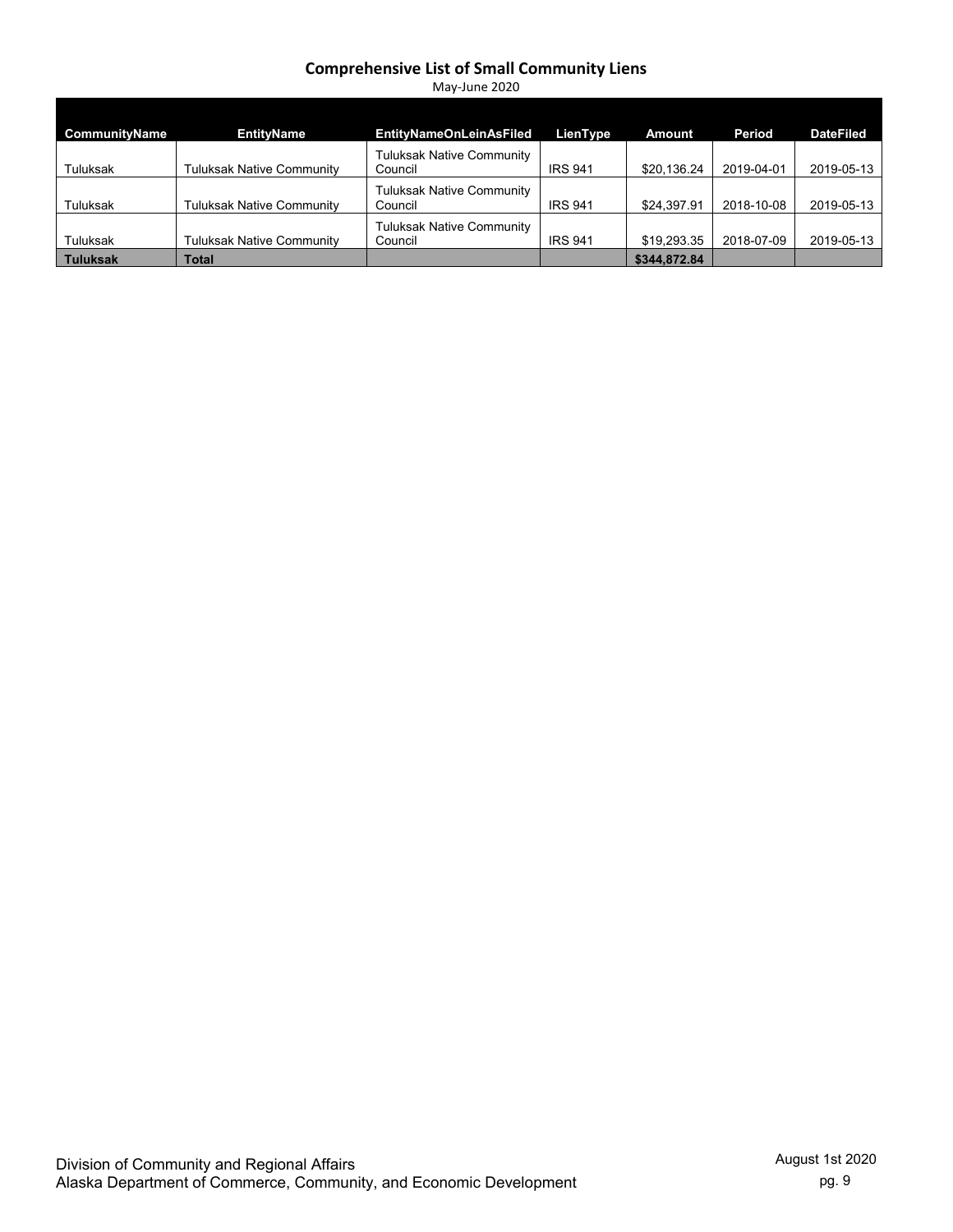**Comprehensive List of Small Community Liens**

May-June 2020

| CommunityName | EntityName | EntityNameOnLeinAsFiled | LienType | Amount | Period | DateFiled |
|---|---|---|---|---|---|---|
| Tuluksak | Tuluksak Native Community | Tuluksak Native Community Council | IRS 941 | $20,136.24 | 2019-04-01 | 2019-05-13 |
| Tuluksak | Tuluksak Native Community | Tuluksak Native Community Council | IRS 941 | $24,397.91 | 2018-10-08 | 2019-05-13 |
| Tuluksak | Tuluksak Native Community | Tuluksak Native Community Council | IRS 941 | $19,293.35 | 2018-07-09 | 2019-05-13 |
| **Tuluksak** | **Total** | | | **$344,872.84** | | |